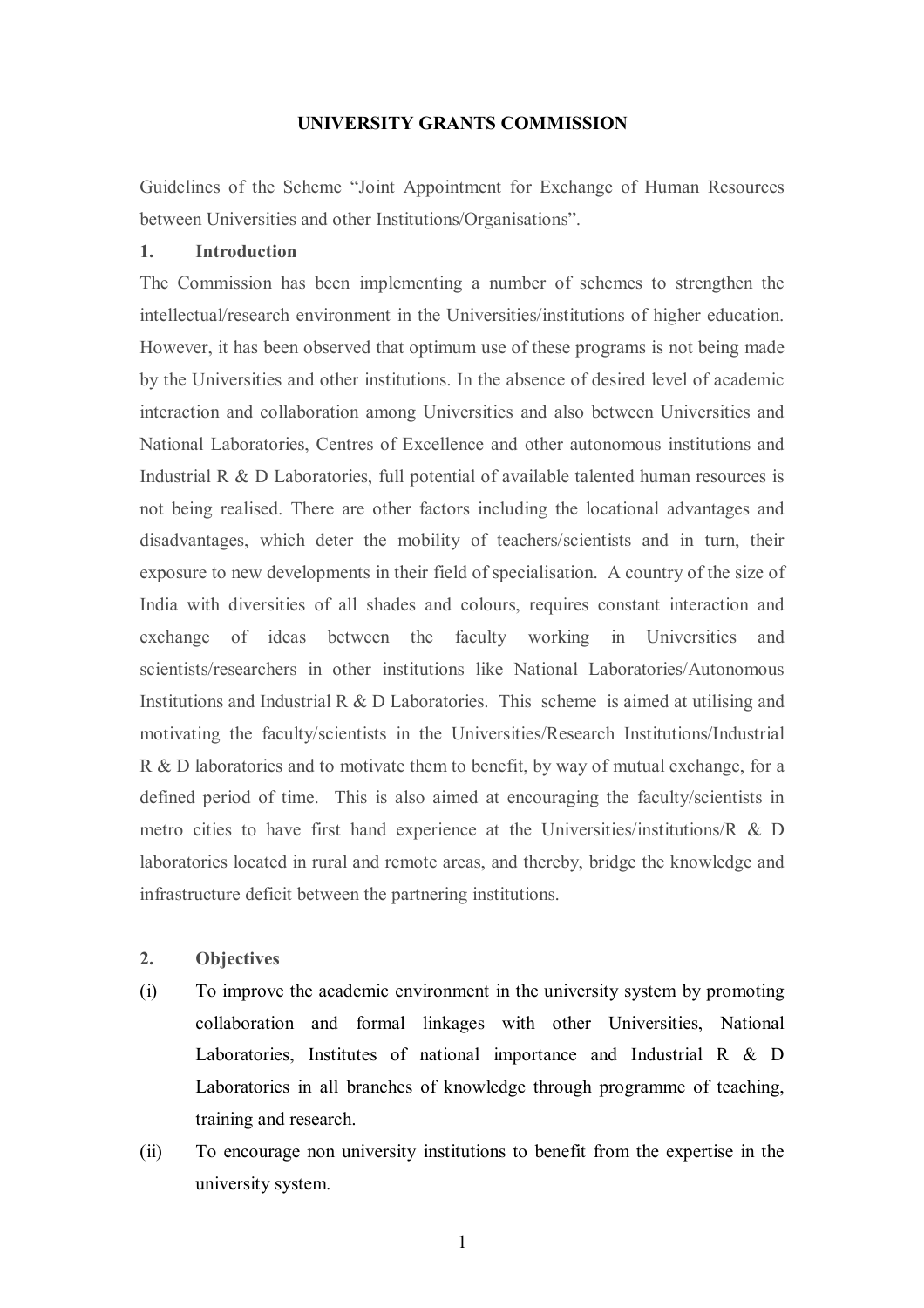# UNIVERSITY GRANTS COMMISSION

Guidelines of the Scheme "Joint Appointment for Exchange of Human Resources between Universities and other Institutions/Organisations".

## 1. Introduction

The Commission has been implementing a number of schemes to strengthen the intellectual/research environment in the Universities/institutions of higher education. However, it has been observed that optimum use of these programs is not being made by the Universities and other institutions. In the absence of desired level of academic interaction and collaboration among Universities and also between Universities and National Laboratories, Centres of Excellence and other autonomous institutions and Industrial R & D Laboratories, full potential of available talented human resources is not being realised. There are other factors including the locational advantages and disadvantages, which deter the mobility of teachers/scientists and in turn, their exposure to new developments in their field of specialisation. A country of the size of India with diversities of all shades and colours, requires constant interaction and exchange of ideas between the faculty working in Universities and scientists/researchers in other institutions like National Laboratories/Autonomous Institutions and Industrial R & D Laboratories. This scheme is aimed at utilising and motivating the faculty/scientists in the Universities/Research Institutions/Industrial R & D laboratories and to motivate them to benefit, by way of mutual exchange, for a defined period of time. This is also aimed at encouraging the faculty/scientists in metro cities to have first hand experience at the Universities/institutions/R & D laboratories located in rural and remote areas, and thereby, bridge the knowledge and infrastructure deficit between the partnering institutions.

## 2. Objectives

(i) To improve the academic environment in the university system by promoting collaboration and formal linkages with other Universities, National Laboratories, Institutes of national importance and Industrial R & D Laboratories in all branches of knowledge through programme of teaching, training and research.

(ii) To encourage non university institutions to benefit from the expertise in the university system.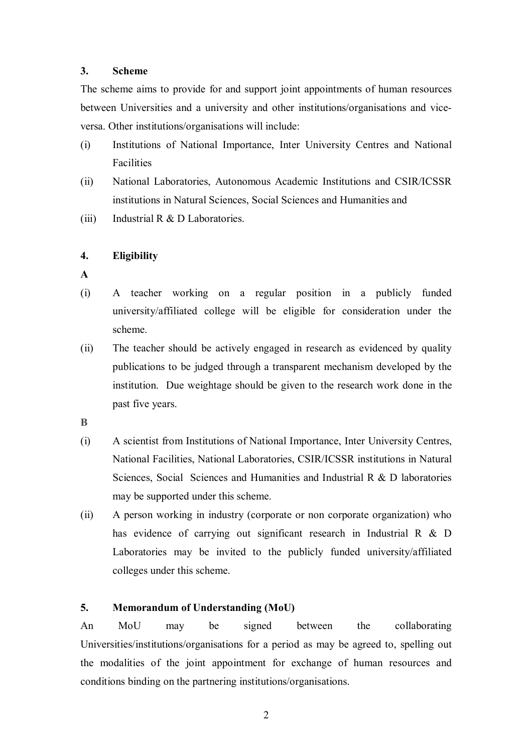### 3. Scheme

The scheme aims to provide for and support joint appointments of human resources between Universities and a university and other institutions/organisations and vice-versa. Other institutions/organisations will include:

(i) Institutions of National Importance, Inter University Centres and National Facilities

(ii) National Laboratories, Autonomous Academic Institutions and CSIR/ICSSR institutions in Natural Sciences, Social Sciences and Humanities and

(iii) Industrial R & D Laboratories.

### 4. Eligibility

**A**

(i) A teacher working on a regular position in a publicly funded university/affiliated college will be eligible for consideration under the scheme.

(ii) The teacher should be actively engaged in research as evidenced by quality publications to be judged through a transparent mechanism developed by the institution. Due weightage should be given to the research work done in the past five years.

**B**

(i) A scientist from Institutions of National Importance, Inter University Centres, National Facilities, National Laboratories, CSIR/ICSSR institutions in Natural Sciences, Social Sciences and Humanities and Industrial R & D laboratories may be supported under this scheme.

(ii) A person working in industry (corporate or non corporate organization) who has evidence of carrying out significant research in Industrial R & D Laboratories may be invited to the publicly funded university/affiliated colleges under this scheme.

### 5. Memorandum of Understanding (MoU)

An MoU may be signed between the collaborating Universities/institutions/organisations for a period as may be agreed to, spelling out the modalities of the joint appointment for exchange of human resources and conditions binding on the partnering institutions/organisations.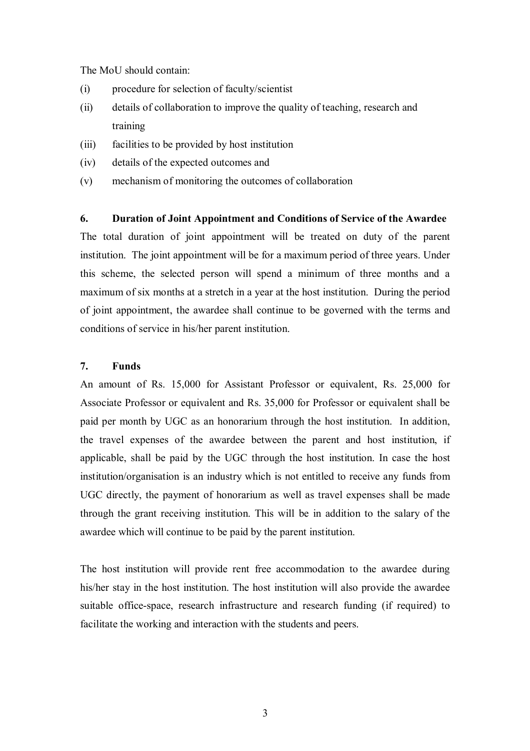The MoU should contain:

(i) procedure for selection of faculty/scientist
(ii) details of collaboration to improve the quality of teaching, research and training
(iii) facilities to be provided by host institution
(iv) details of the expected outcomes and
(v) mechanism of monitoring the outcomes of collaboration

**6. Duration of Joint Appointment and Conditions of Service of the Awardee**

The total duration of joint appointment will be treated on duty of the parent institution. The joint appointment will be for a maximum period of three years. Under this scheme, the selected person will spend a minimum of three months and a maximum of six months at a stretch in a year at the host institution. During the period of joint appointment, the awardee shall continue to be governed with the terms and conditions of service in his/her parent institution.

**7. Funds**

An amount of Rs. 15,000 for Assistant Professor or equivalent, Rs. 25,000 for Associate Professor or equivalent and Rs. 35,000 for Professor or equivalent shall be paid per month by UGC as an honorarium through the host institution. In addition, the travel expenses of the awardee between the parent and host institution, if applicable, shall be paid by the UGC through the host institution. In case the host institution/organisation is an industry which is not entitled to receive any funds from UGC directly, the payment of honorarium as well as travel expenses shall be made through the grant receiving institution. This will be in addition to the salary of the awardee which will continue to be paid by the parent institution.

The host institution will provide rent free accommodation to the awardee during his/her stay in the host institution. The host institution will also provide the awardee suitable office-space, research infrastructure and research funding (if required) to facilitate the working and interaction with the students and peers.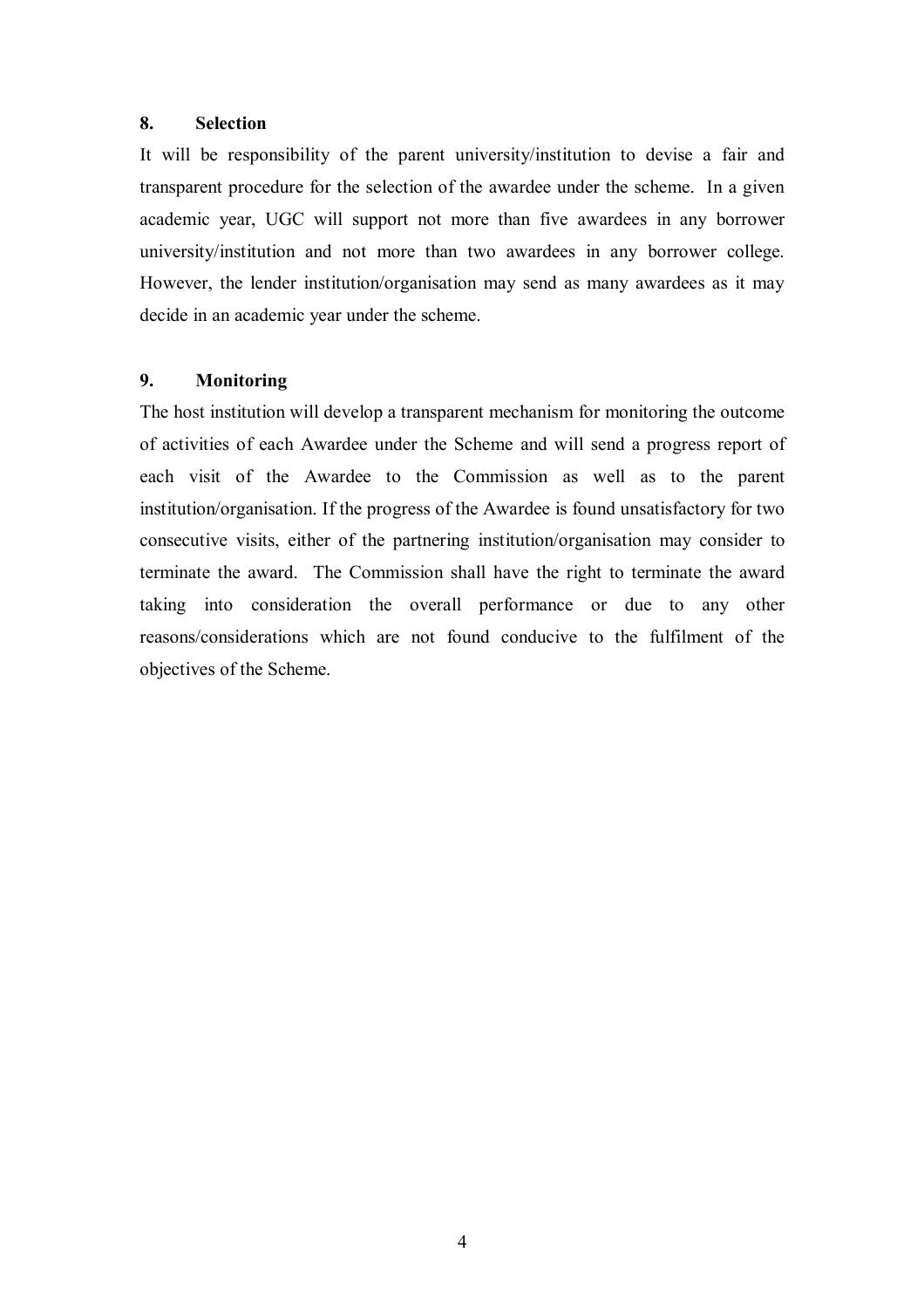### 8. Selection

It will be responsibility of the parent university/institution to devise a fair and transparent procedure for the selection of the awardee under the scheme. In a given academic year, UGC will support not more than five awardees in any borrower university/institution and not more than two awardees in any borrower college. However, the lender institution/organisation may send as many awardees as it may decide in an academic year under the scheme.

### 9. Monitoring

The host institution will develop a transparent mechanism for monitoring the outcome of activities of each Awardee under the Scheme and will send a progress report of each visit of the Awardee to the Commission as well as to the parent institution/organisation. If the progress of the Awardee is found unsatisfactory for two consecutive visits, either of the partnering institution/organisation may consider to terminate the award. The Commission shall have the right to terminate the award taking into consideration the overall performance or due to any other reasons/considerations which are not found conducive to the fulfilment of the objectives of the Scheme.